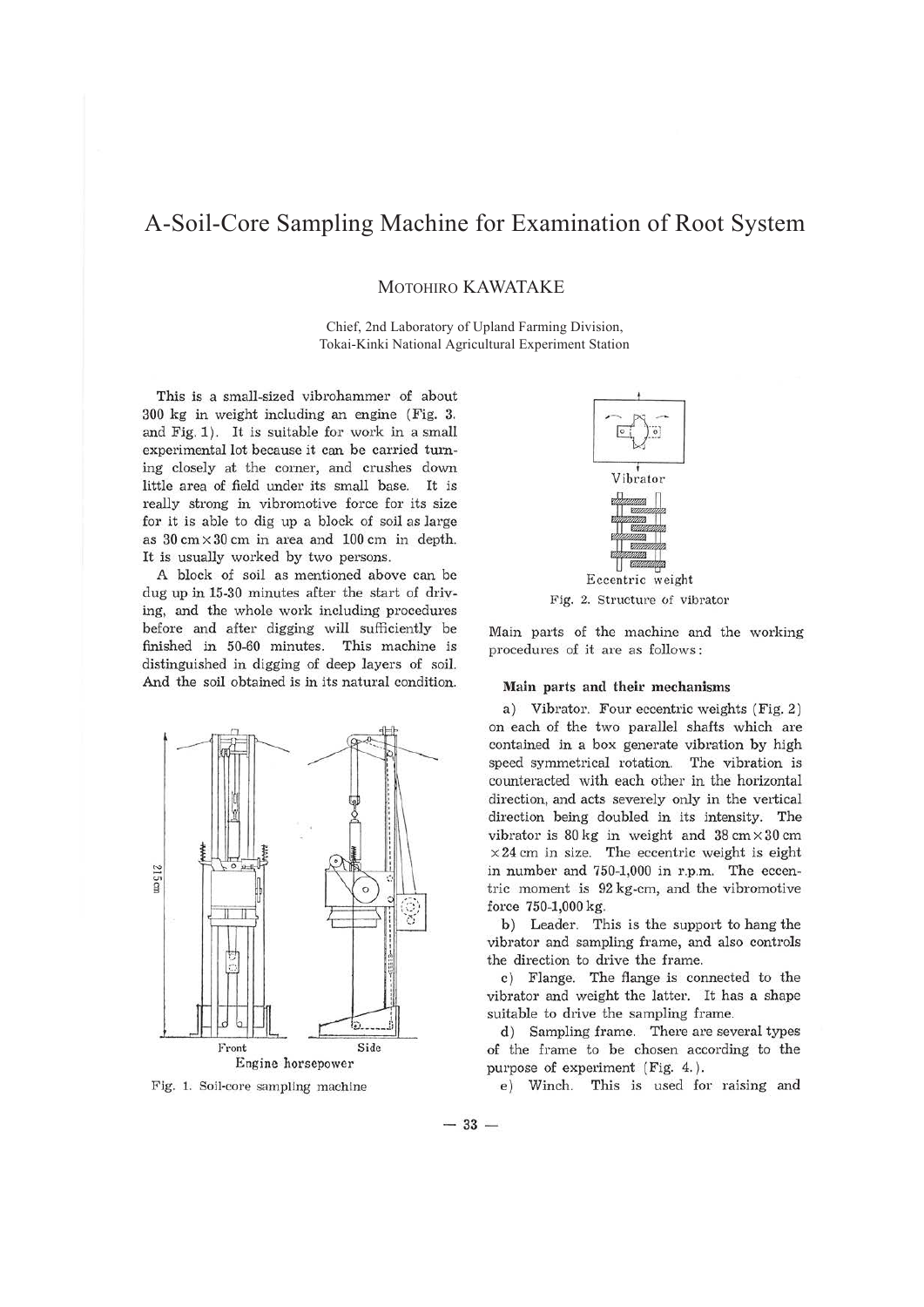# A-Soil-Core Sampling Machine for Examination of Root System

MOTOHIRO KAWATAKE

Chief, 2nd Laboratory of Upland Farming Division, Tokai-Kinki National Agricultural Experiment Station

This is a small-sized vibrohammer of about 300 kg in weight including an engine (Fig. 3. and Fig. 1). It is suitable for work in a small experimental lot because it can be carried turning closely at the corner, and crushes down little area of field under its small base. It is really strong in vibromotive force for its size for it is able to dig up a block of soil as large as 30 cm × 30 cm in area and 100 cm in depth. It is usually worked by two persons.

A block of soil as mentioned above can be dug up in 15-30 minutes after the start of driving, and the whole work including procedures before and after digging will sufficiently be finished in 50-60 minutes. This machine is distinguished in digging of deep layers of soil. And the soil obtained is in its natural condition.

215cm

Front Side

Engine horsepower

Fig. 1. Soil-core sampling machine

Vibrator

Eccentric weight

Fig. 2. Structure of vibrator

Main parts of the machine and the working procedures of it are as follows:

### Main parts and their mechanisms

a) Vibrator. Four eccentric weights (Fig. 2) on each of the two parallel shafts which are contained in a box generate vibration by high speed symmetrical rotation. The vibration is counteracted with each other in the horizontal direction, and acts severely only in the vertical direction being doubled in its intensity. The vibrator is 80 kg in weight and 38 cm × 30 cm × 24 cm in size. The eccentric weight is eight in number and 750-1,000 in r.p.m. The eccentric moment is 92 kg-cm, and the vibromotive force 750-1,000 kg.

b) Leader. This is the support to hang the vibrator and sampling frame, and also controls the direction to drive the frame.

c) Flange. The flange is connected to the vibrator and weight the latter. It has a shape suitable to drive the sampling frame.

d) Sampling frame. There are several types of the frame to be chosen according to the purpose of experiment (Fig. 4.).

e) Winch. This is used for raising and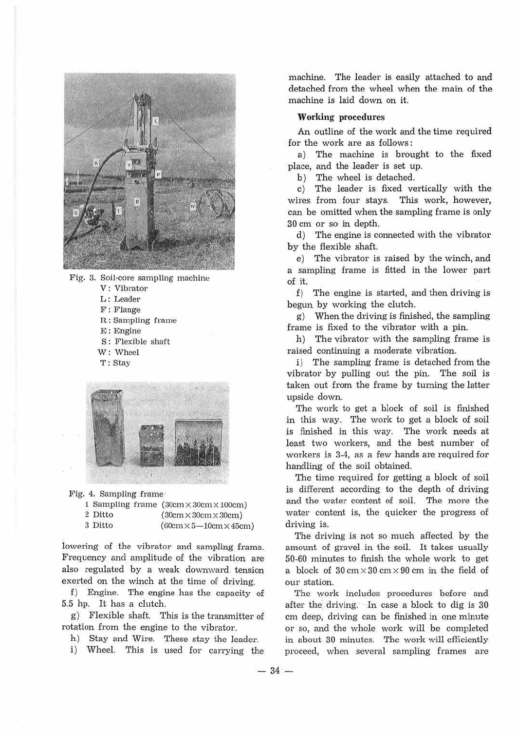Fig. 3. Soil-core sampling machine

V : Vibrator
L : Leader
F : Flange
R : Sampling frame
E : Engine
S : Flexible shaft
W : Wheel
T : Stay

Fig. 4. Sampling frame

1 Sampling frame (30cm × 30cm × 100cm)
2 Ditto (30cm × 30cm × 30cm)
3 Ditto (60cm × 5—10cm × 45cm)

lowering of the vibrator and sampling frame. Frequency and amplitude of the vibration are also regulated by a weak downward tension exerted on the winch at the time of driving.

f) Engine. The engine has the capacity of 5.5 hp. It has a clutch.

g) Flexible shaft. This is the transmitter of rotation from the engine to the vibrator.

h) Stay and Wire. These stay the leader.

i) Wheel. This is used for carrying the machine. The leader is easily attached to and detached from the wheel when the main of the machine is laid down on it.

**Working procedures**

An outline of the work and the time required for the work are as follows:

a) The machine is brought to the fixed place, and the leader is set up.

b) The wheel is detached.

c) The leader is fixed vertically with the wires from four stays. This work, however, can be omitted when the sampling frame is only 30 cm or so in depth.

d) The engine is connected with the vibrator by the flexible shaft.

e) The vibrator is raised by the winch, and a sampling frame is fitted in the lower part of it.

f) The engine is started, and then driving is begun by working the clutch.

g) When the driving is finished, the sampling frame is fixed to the vibrator with a pin.

h) The vibrator with the sampling frame is raised continuing a moderate vibration.

i) The sampling frame is detached from the vibrator by pulling out the pin. The soil is taken out from the frame by turning the latter upside down.

The work to get a block of soil is finished in this way. The work to get a block of soil is finished in this way. The work needs at least two workers, and the best number of workers is 3-4, as a few hands are required for handling of the soil obtained.

The time required for getting a block of soil is different according to the depth of driving and the water content of soil. The more the water content is, the quicker the progress of driving is.

The driving is not so much affected by the amount of gravel in the soil. It takes usually 50-60 minutes to finish the whole work to get a block of 30 cm × 30 cm × 90 cm in the field of our station.

The work includes procedures before and after the driving. In case a block to dig is 30 cm deep, driving can be finished in one minute or so, and the whole work will be completed in about 30 minutes. The work will efficiently proceed, when several sampling frames are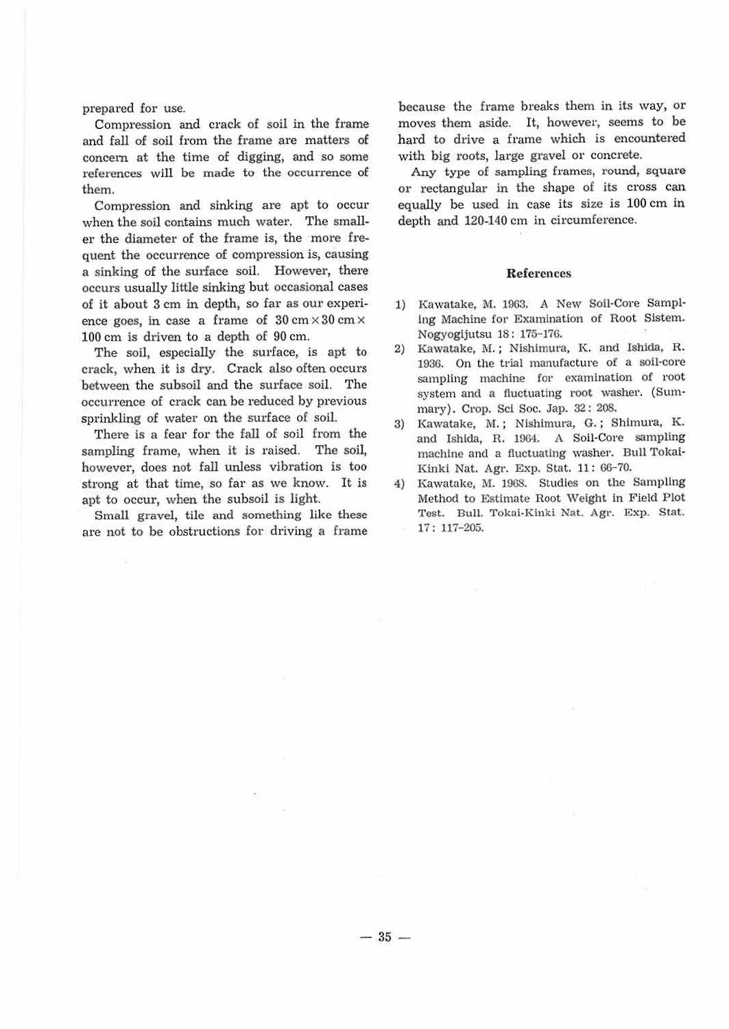prepared for use.

Compression and crack of soil in the frame and fall of soil from the frame are matters of concern at the time of digging, and so some references will be made to the occurrence of them.

Compression and sinking are apt to occur when the soil contains much water. The smaller the diameter of the frame is, the more frequent the occurrence of compression is, causing a sinking of the surface soil. However, there occurs usually little sinking but occasional cases of it about 3 cm in depth, so far as our experience goes, in case a frame of 30 cm × 30 cm × 100 cm is driven to a depth of 90 cm.

The soil, especially the surface, is apt to crack, when it is dry. Crack also often occurs between the subsoil and the surface soil. The occurrence of crack can be reduced by previous sprinkling of water on the surface of soil.

There is a fear for the fall of soil from the sampling frame, when it is raised. The soil, however, does not fall unless vibration is too strong at that time, so far as we know. It is apt to occur, when the subsoil is light.

Small gravel, tile and something like these are not to be obstructions for driving a frame because the frame breaks them in its way, or moves them aside. It, however, seems to be hard to drive a frame which is encountered with big roots, large gravel or concrete.

Any type of sampling frames, round, square or rectangular in the shape of its cross can equally be used in case its size is 100 cm in depth and 120-140 cm in circumference.

## References

1) Kawatake, M. 1963. A New Soil-Core Sampling Machine for Examination of Root Sistem. Nogyogijutsu 18: 175-176.
2) Kawatake, M.; Nishimura, K. and Ishida, R. 1936. On the trial manufacture of a soil-core sampling machine for examination of root system and a fluctuating root washer. (Summary). Crop. Sci Soc. Jap. 32: 208.
3) Kawatake, M.; Nishimura, G.; Shimura, K. and Ishida, R. 1964. A Soil-Core sampling machine and a fluctuating washer. Bull Tokai-Kinki Nat. Agr. Exp. Stat. 11: 66-70.
4) Kawatake, M. 1968. Studies on the Sampling Method to Estimate Root Weight in Field Plot Test. Bull. Tokai-Kinki Nat. Agr. Exp. Stat. 17: 117-205.